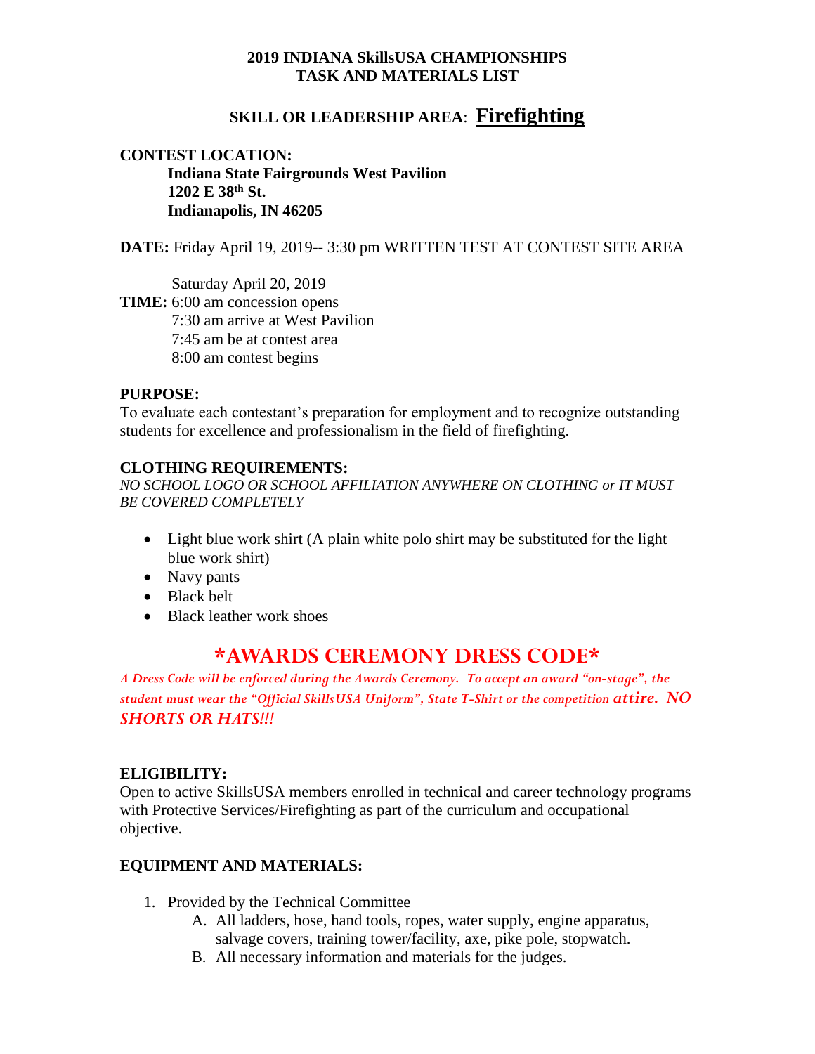# 2019 INDIANA SkillsUSA CHAMPIONSHIPS
# TASK AND MATERIALS LIST

## SKILL OR LEADERSHIP AREA: Firefighting

**CONTEST LOCATION:**

**Indiana State Fairgrounds West Pavilion**
**1202 E 38th St.**
**Indianapolis, IN 46205**

**DATE:** Friday April 19, 2019-- 3:30 pm WRITTEN TEST AT CONTEST SITE AREA

Saturday April 20, 2019

**TIME:** 6:00 am concession opens
7:30 am arrive at West Pavilion
7:45 am be at contest area
8:00 am contest begins

**PURPOSE:**
To evaluate each contestant's preparation for employment and to recognize outstanding students for excellence and professionalism in the field of firefighting.

**CLOTHING REQUIREMENTS:**
*NO SCHOOL LOGO OR SCHOOL AFFILIATION ANYWHERE ON CLOTHING or IT MUST BE COVERED COMPLETELY*

- Light blue work shirt (A plain white polo shirt may be substituted for the light blue work shirt)
- Navy pants
- Black belt
- Black leather work shoes

## *AWARDS CEREMONY DRESS CODE*

*A Dress Code will be enforced during the Awards Ceremony. To accept an award "on-stage", the student must wear the "Official SkillsUSA Uniform", State T-Shirt or the competition attire. NO SHORTS OR HATS!!!*

**ELIGIBILITY:**
Open to active SkillsUSA members enrolled in technical and career technology programs with Protective Services/Firefighting as part of the curriculum and occupational objective.

**EQUIPMENT AND MATERIALS:**

1. Provided by the Technical Committee
   A. All ladders, hose, hand tools, ropes, water supply, engine apparatus, salvage covers, training tower/facility, axe, pike pole, stopwatch.
   B. All necessary information and materials for the judges.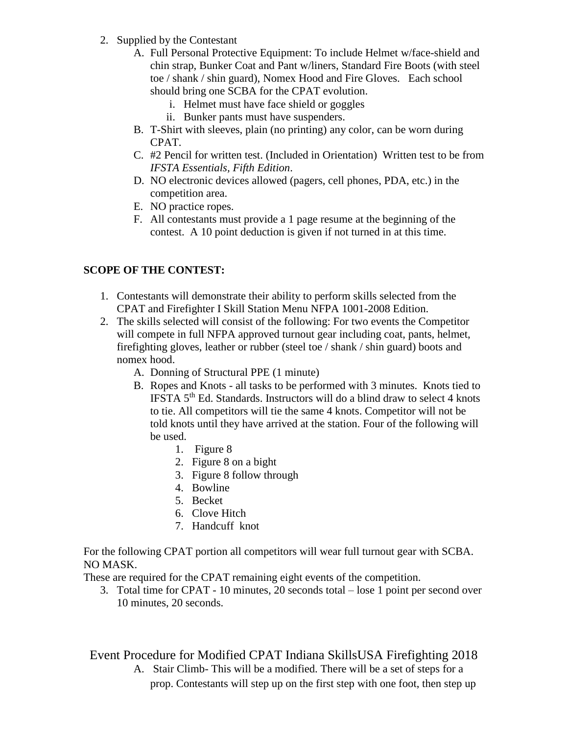2. Supplied by the Contestant
    A. Full Personal Protective Equipment: To include Helmet w/face-shield and chin strap, Bunker Coat and Pant w/liners, Standard Fire Boots (with steel toe / shank / shin guard), Nomex Hood and Fire Gloves. Each school should bring one SCBA for the CPAT evolution.
        i. Helmet must have face shield or goggles
        ii. Bunker pants must have suspenders.
    B. T-Shirt with sleeves, plain (no printing) any color, can be worn during CPAT.
    C. #2 Pencil for written test. (Included in Orientation) Written test to be from *IFSTA Essentials, Fifth Edition*.
    D. NO electronic devices allowed (pagers, cell phones, PDA, etc.) in the competition area.
    E. NO practice ropes.
    F. All contestants must provide a 1 page resume at the beginning of the contest. A 10 point deduction is given if not turned in at this time.

**SCOPE OF THE CONTEST:**

1. Contestants will demonstrate their ability to perform skills selected from the CPAT and Firefighter I Skill Station Menu NFPA 1001-2008 Edition.
2. The skills selected will consist of the following: For two events the Competitor will compete in full NFPA approved turnout gear including coat, pants, helmet, firefighting gloves, leather or rubber (steel toe / shank / shin guard) boots and nomex hood.
    A. Donning of Structural PPE (1 minute)
    B. Ropes and Knots - all tasks to be performed with 3 minutes. Knots tied to IFSTA 5th Ed. Standards. Instructors will do a blind draw to select 4 knots to tie. All competitors will tie the same 4 knots. Competitor will not be told knots until they have arrived at the station. Four of the following will be used.
        1. Figure 8
        2. Figure 8 on a bight
        3. Figure 8 follow through
        4. Bowline
        5. Becket
        6. Clove Hitch
        7. Handcuff knot

For the following CPAT portion all competitors will wear full turnout gear with SCBA. NO MASK.
These are required for the CPAT remaining eight events of the competition.

3. Total time for CPAT - 10 minutes, 20 seconds total – lose 1 point per second over 10 minutes, 20 seconds.

## Event Procedure for Modified CPAT Indiana SkillsUSA Firefighting 2018

A. Stair Climb- This will be a modified. There will be a set of steps for a prop. Contestants will step up on the first step with one foot, then step up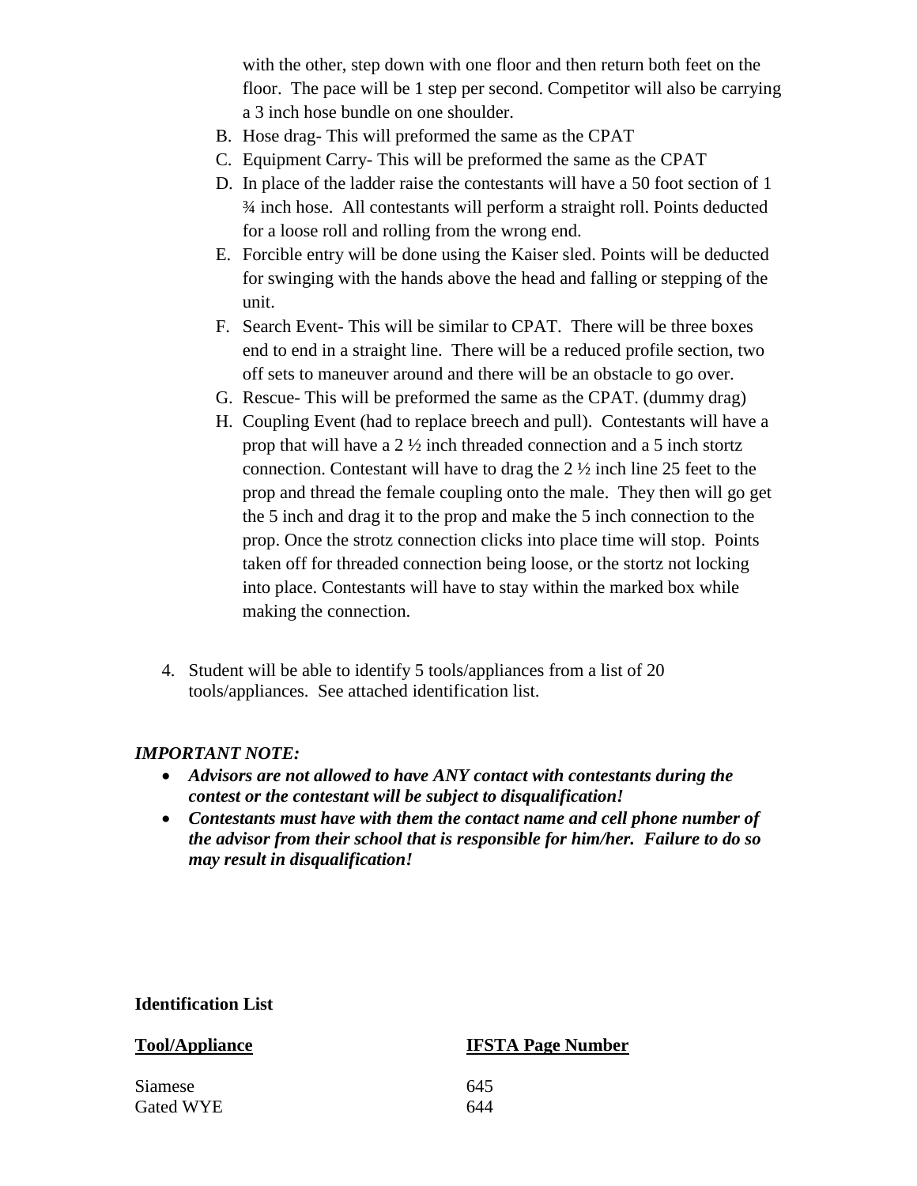with the other, step down with one floor and then return both feet on the floor. The pace will be 1 step per second. Competitor will also be carrying a 3 inch hose bundle on one shoulder.

B. Hose drag- This will preformed the same as the CPAT
C. Equipment Carry- This will be preformed the same as the CPAT
D. In place of the ladder raise the contestants will have a 50 foot section of 1 ¾ inch hose. All contestants will perform a straight roll. Points deducted for a loose roll and rolling from the wrong end.
E. Forcible entry will be done using the Kaiser sled. Points will be deducted for swinging with the hands above the head and falling or stepping of the unit.
F. Search Event- This will be similar to CPAT. There will be three boxes end to end in a straight line. There will be a reduced profile section, two off sets to maneuver around and there will be an obstacle to go over.
G. Rescue- This will be preformed the same as the CPAT. (dummy drag)
H. Coupling Event (had to replace breech and pull). Contestants will have a prop that will have a 2 ½ inch threaded connection and a 5 inch stortz connection. Contestant will have to drag the 2 ½ inch line 25 feet to the prop and thread the female coupling onto the male. They then will go get the 5 inch and drag it to the prop and make the 5 inch connection to the prop. Once the strotz connection clicks into place time will stop. Points taken off for threaded connection being loose, or the stortz not locking into place. Contestants will have to stay within the marked box while making the connection.

4. Student will be able to identify 5 tools/appliances from a list of 20 tools/appliances. See attached identification list.

***IMPORTANT NOTE:***

- ***Advisors are not allowed to have ANY contact with contestants during the contest or the contestant will be subject to disqualification!***
- ***Contestants must have with them the contact name and cell phone number of the advisor from their school that is responsible for him/her. Failure to do so may result in disqualification!***

**Identification List**

| Tool/Appliance | IFSTA Page Number |
| --- | --- |
| Siamese | 645 |
| Gated WYE | 644 |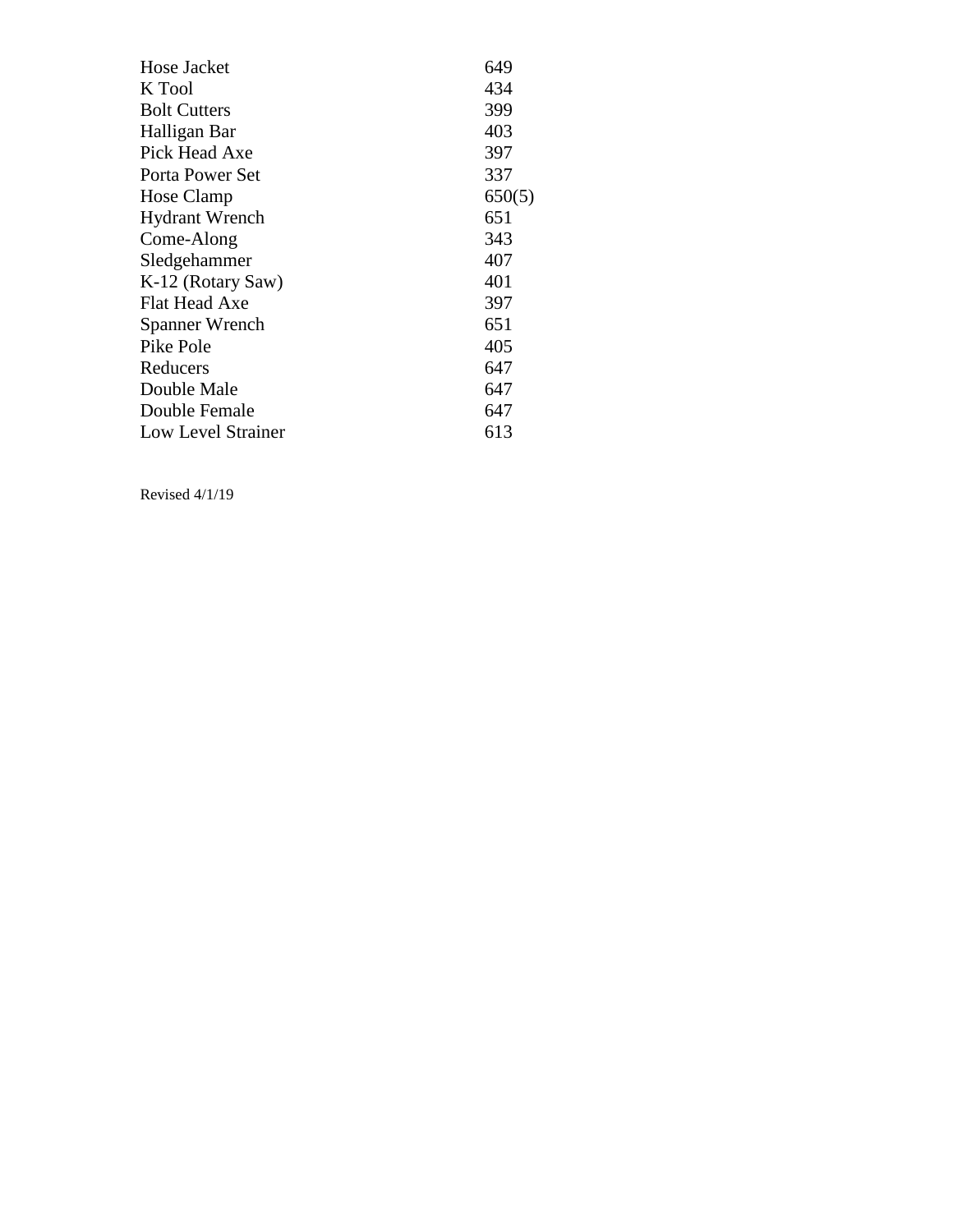| | |
|---|---|
| Hose Jacket | 649 |
| K Tool | 434 |
| Bolt Cutters | 399 |
| Halligan Bar | 403 |
| Pick Head Axe | 397 |
| Porta Power Set | 337 |
| Hose Clamp | 650(5) |
| Hydrant Wrench | 651 |
| Come-Along | 343 |
| Sledgehammer | 407 |
| K-12 (Rotary Saw) | 401 |
| Flat Head Axe | 397 |
| Spanner Wrench | 651 |
| Pike Pole | 405 |
| Reducers | 647 |
| Double Male | 647 |
| Double Female | 647 |
| Low Level Strainer | 613 |

Revised 4/1/19